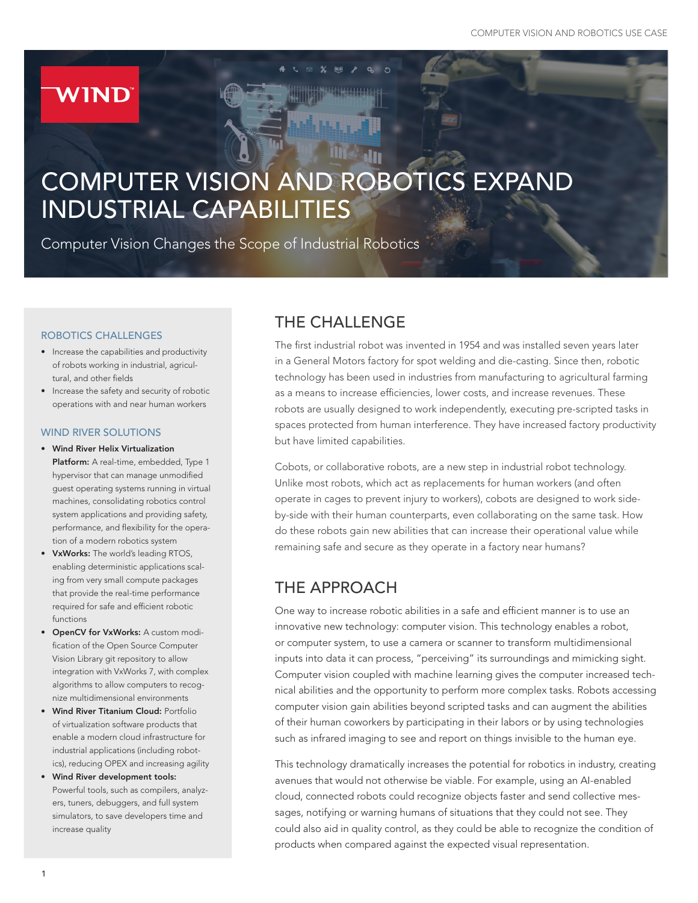# COMPUTER VISION AND ROBOTICS EXPAND INDUSTRIAL CAPABILITIES

Computer Vision Changes the Scope of Industrial Robotics

### ROBOTICS CHALLENGES

- Increase the capabilities and productivity of robots working in industrial, agricultural, and other fields
- Increase the safety and security of robotic operations with and near human workers

### WIND RIVER SOLUTIONS

- **Wind River Helix Virtualization Platform:** A real-time, embedded, Type 1 hypervisor that can manage unmodified guest operating systems running in virtual machines, consolidating robotics control system applications and providing safety, performance, and flexibility for the operation of a modern robotics system
- **VxWorks:** The world's leading RTOS, enabling deterministic applications scaling from very small compute packages that provide the real-time performance required for safe and efficient robotic functions
- **OpenCV for VxWorks:** A custom modification of the Open Source Computer Vision Library git repository to allow integration with VxWorks 7, with complex algorithms to allow computers to recognize multidimensional environments
- **Wind River Titanium Cloud:** Portfolio of virtualization software products that enable a modern cloud infrastructure for industrial applications (including robotics), reducing OPEX and increasing agility
- **Wind River development tools:** Powerful tools, such as compilers, analyzers, tuners, debuggers, and full system simulators, to save developers time and increase quality

## THE CHALLENGE

The first industrial robot was invented in 1954 and was installed seven years later in a General Motors factory for spot welding and die-casting. Since then, robotic technology has been used in industries from manufacturing to agricultural farming as a means to increase efficiencies, lower costs, and increase revenues. These robots are usually designed to work independently, executing pre-scripted tasks in spaces protected from human interference. They have increased factory productivity but have limited capabilities.

Cobots, or collaborative robots, are a new step in industrial robot technology. Unlike most robots, which act as replacements for human workers (and often operate in cages to prevent injury to workers), cobots are designed to work side-by-side with their human counterparts, even collaborating on the same task. How do these robots gain new abilities that can increase their operational value while remaining safe and secure as they operate in a factory near humans?

## THE APPROACH

One way to increase robotic abilities in a safe and efficient manner is to use an innovative new technology: computer vision. This technology enables a robot, or computer system, to use a camera or scanner to transform multidimensional inputs into data it can process, "perceiving" its surroundings and mimicking sight. Computer vision coupled with machine learning gives the computer increased technical abilities and the opportunity to perform more complex tasks. Robots accessing computer vision gain abilities beyond scripted tasks and can augment the abilities of their human coworkers by participating in their labors or by using technologies such as infrared imaging to see and report on things invisible to the human eye.

This technology dramatically increases the potential for robotics in industry, creating avenues that would not otherwise be viable. For example, using an AI-enabled cloud, connected robots could recognize objects faster and send collective messages, notifying or warning humans of situations that they could not see. They could also aid in quality control, as they could be able to recognize the condition of products when compared against the expected visual representation.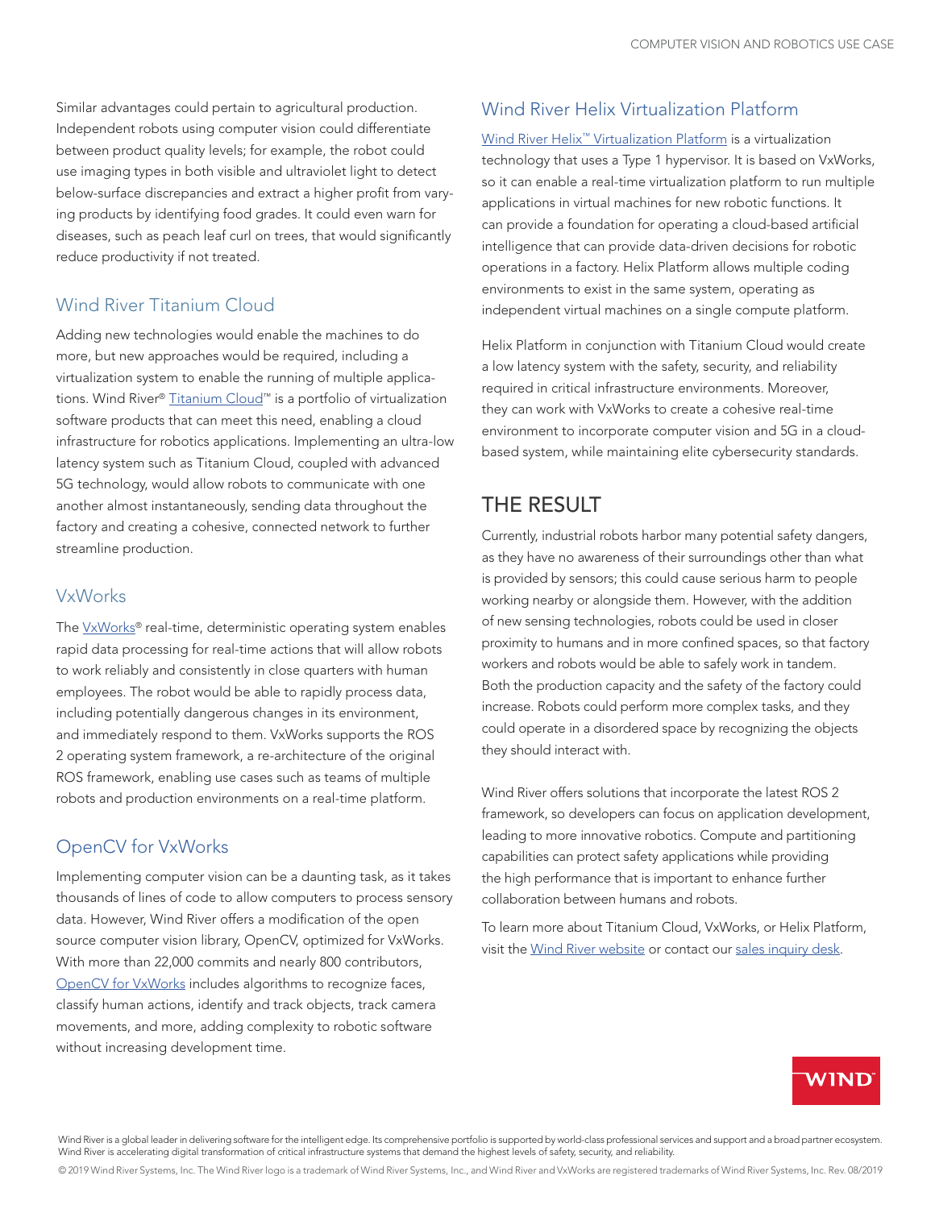Similar advantages could pertain to agricultural production. Independent robots using computer vision could differentiate between product quality levels; for example, the robot could use imaging types in both visible and ultraviolet light to detect below-surface discrepancies and extract a higher profit from varying products by identifying food grades. It could even warn for diseases, such as peach leaf curl on trees, that would significantly reduce productivity if not treated.

## Wind River Titanium Cloud

Adding new technologies would enable the machines to do more, but new approaches would be required, including a virtualization system to enable the running of multiple applications. Wind River® Titanium Cloud™ is a portfolio of virtualization software products that can meet this need, enabling a cloud infrastructure for robotics applications. Implementing an ultra-low latency system such as Titanium Cloud, coupled with advanced 5G technology, would allow robots to communicate with one another almost instantaneously, sending data throughout the factory and creating a cohesive, connected network to further streamline production.

## VxWorks

The VxWorks® real-time, deterministic operating system enables rapid data processing for real-time actions that will allow robots to work reliably and consistently in close quarters with human employees. The robot would be able to rapidly process data, including potentially dangerous changes in its environment, and immediately respond to them. VxWorks supports the ROS 2 operating system framework, a re-architecture of the original ROS framework, enabling use cases such as teams of multiple robots and production environments on a real-time platform.

## OpenCV for VxWorks

Implementing computer vision can be a daunting task, as it takes thousands of lines of code to allow computers to process sensory data. However, Wind River offers a modification of the open source computer vision library, OpenCV, optimized for VxWorks. With more than 22,000 commits and nearly 800 contributors, OpenCV for VxWorks includes algorithms to recognize faces, classify human actions, identify and track objects, track camera movements, and more, adding complexity to robotic software without increasing development time.

## Wind River Helix Virtualization Platform

Wind River Helix™ Virtualization Platform is a virtualization technology that uses a Type 1 hypervisor. It is based on VxWorks, so it can enable a real-time virtualization platform to run multiple applications in virtual machines for new robotic functions. It can provide a foundation for operating a cloud-based artificial intelligence that can provide data-driven decisions for robotic operations in a factory. Helix Platform allows multiple coding environments to exist in the same system, operating as independent virtual machines on a single compute platform.

Helix Platform in conjunction with Titanium Cloud would create a low latency system with the safety, security, and reliability required in critical infrastructure environments. Moreover, they can work with VxWorks to create a cohesive real-time environment to incorporate computer vision and 5G in a cloud-based system, while maintaining elite cybersecurity standards.

# THE RESULT

Currently, industrial robots harbor many potential safety dangers, as they have no awareness of their surroundings other than what is provided by sensors; this could cause serious harm to people working nearby or alongside them. However, with the addition of new sensing technologies, robots could be used in closer proximity to humans and in more confined spaces, so that factory workers and robots would be able to safely work in tandem. Both the production capacity and the safety of the factory could increase. Robots could perform more complex tasks, and they could operate in a disordered space by recognizing the objects they should interact with.

Wind River offers solutions that incorporate the latest ROS 2 framework, so developers can focus on application development, leading to more innovative robotics. Compute and partitioning capabilities can protect safety applications while providing the high performance that is important to enhance further collaboration between humans and robots.

To learn more about Titanium Cloud, VxWorks, or Helix Platform, visit the Wind River website or contact our sales inquiry desk.

Wind River is a global leader in delivering software for the intelligent edge. Its comprehensive portfolio is supported by world-class professional services and support and a broad partner ecosystem. Wind River is accelerating digital transformation of critical infrastructure systems that demand the highest levels of safety, security, and reliability.

© 2019 Wind River Systems, Inc. The Wind River logo is a trademark of Wind River Systems, Inc., and Wind River and VxWorks are registered trademarks of Wind River Systems, Inc. Rev. 08/2019